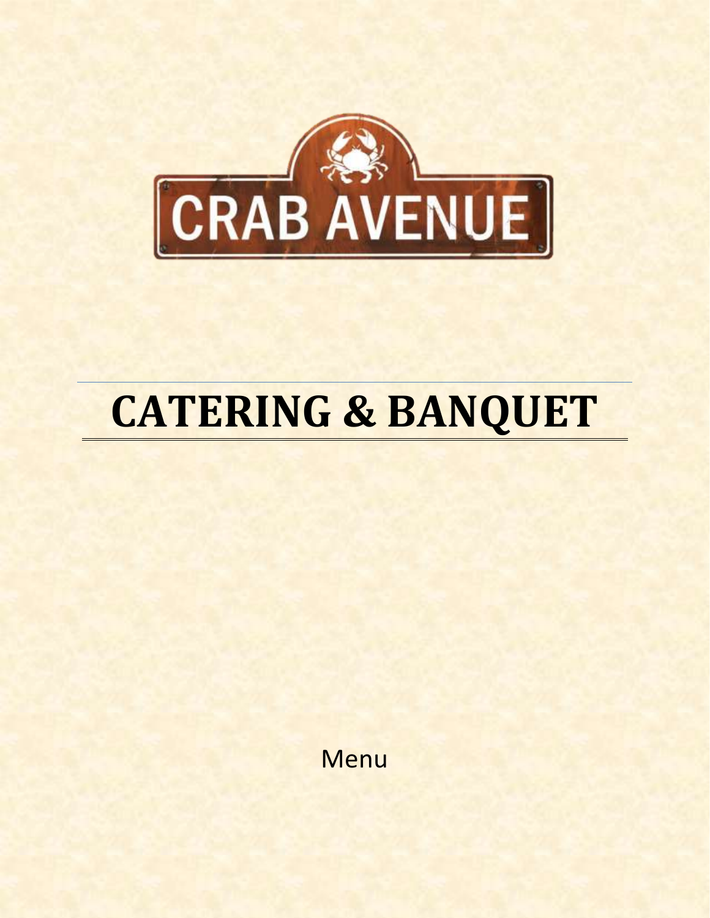CRAB AVENUE

# CATERING & BANQUET

Menu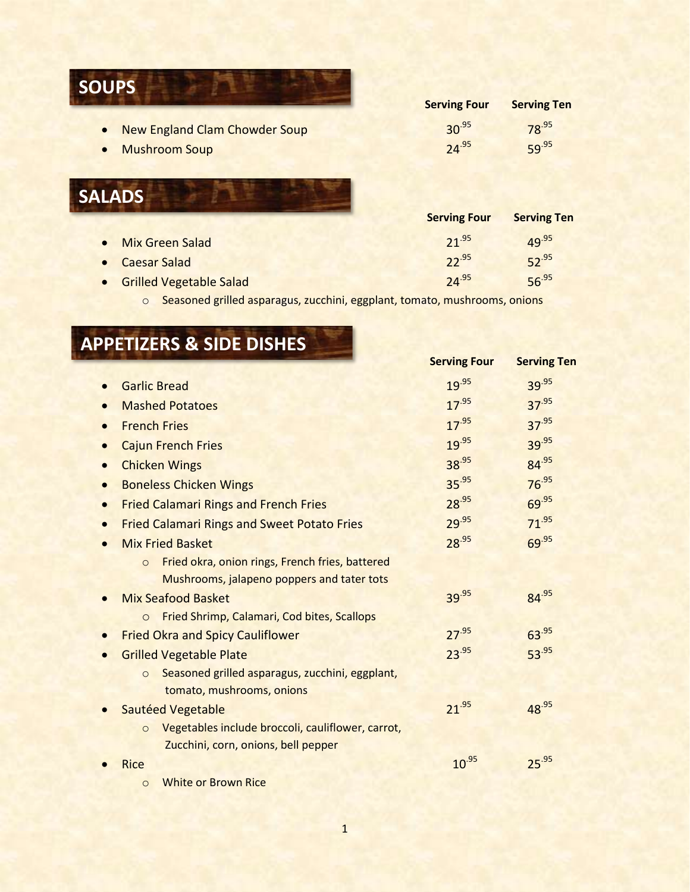## SOUPS

| | Serving Four | Serving Ten |
|---|---|---|
| New England Clam Chowder Soup | 30.95 | 78.95 |
| Mushroom Soup | 24.95 | 59.95 |

## SALADS

| | Serving Four | Serving Ten |
|---|---|---|
| Mix Green Salad | 21.95 | 49.95 |
| Caesar Salad | 22.95 | 52.95 |
| Grilled Vegetable Salad<br>◦ Seasoned grilled asparagus, zucchini, eggplant, tomato, mushrooms, onions | 24.95 | 56.95 |

## APPETIZERS & SIDE DISHES

| | Serving Four | Serving Ten |
|---|---|---|
| Garlic Bread | 19.95 | 39.95 |
| Mashed Potatoes | 17.95 | 37.95 |
| French Fries | 17.95 | 37.95 |
| Cajun French Fries | 19.95 | 39.95 |
| Chicken Wings | 38.95 | 84.95 |
| Boneless Chicken Wings | 35.95 | 76.95 |
| Fried Calamari Rings and French Fries | 28.95 | 69.95 |
| Fried Calamari Rings and Sweet Potato Fries | 29.95 | 71.95 |
| Mix Fried Basket<br>◦ Fried okra, onion rings, French fries, battered Mushrooms, jalapeno poppers and tater tots | 28.95 | 69.95 |
| Mix Seafood Basket<br>◦ Fried Shrimp, Calamari, Cod bites, Scallops | 39.95 | 84.95 |
| Fried Okra and Spicy Cauliflower | 27.95 | 63.95 |
| Grilled Vegetable Plate<br>◦ Seasoned grilled asparagus, zucchini, eggplant, tomato, mushrooms, onions | 23.95 | 53.95 |
| Sautéed Vegetable<br>◦ Vegetables include broccoli, cauliflower, carrot, Zucchini, corn, onions, bell pepper | 21.95 | 48.95 |
| Rice<br>◦ White or Brown Rice | 10.95 | 25.95 |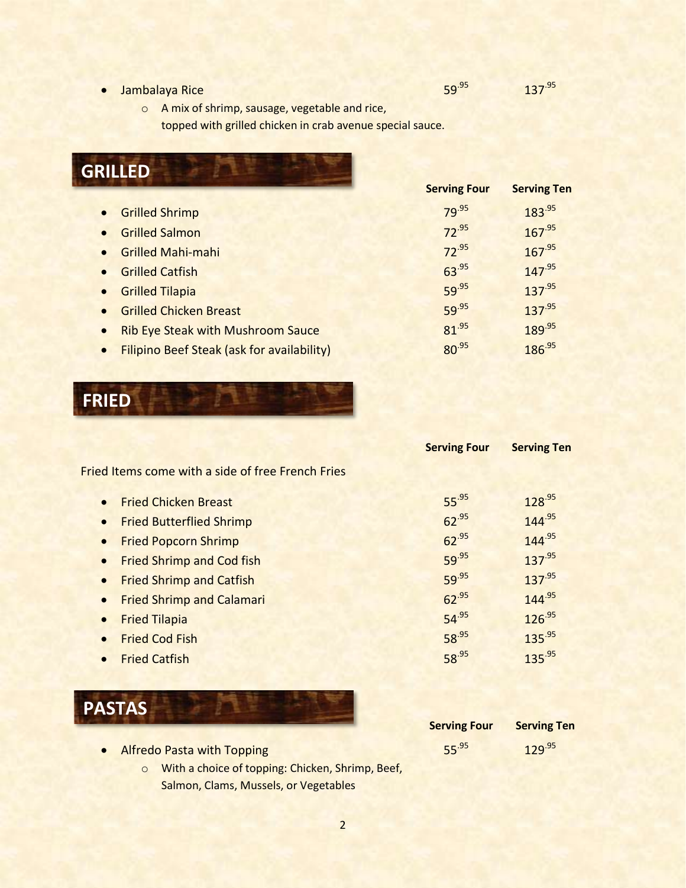| | Serving Four | Serving Ten |
|---|---|---|
| Jambalaya Rice<br>A mix of shrimp, sausage, vegetable and rice, topped with grilled chicken in crab avenue special sauce. | 59.95 | 137.95 |

## GRILLED

| | Serving Four | Serving Ten |
|---|---|---|
| Grilled Shrimp | 79.95 | 183.95 |
| Grilled Salmon | 72.95 | 167.95 |
| Grilled Mahi-mahi | 72.95 | 167.95 |
| Grilled Catfish | 63.95 | 147.95 |
| Grilled Tilapia | 59.95 | 137.95 |
| Grilled Chicken Breast | 59.95 | 137.95 |
| Rib Eye Steak with Mushroom Sauce | 81.95 | 189.95 |
| Filipino Beef Steak (ask for availability) | 80.95 | 186.95 |

## FRIED

Fried Items come with a side of free French Fries

| | Serving Four | Serving Ten |
|---|---|---|
| Fried Chicken Breast | 55.95 | 128.95 |
| Fried Butterflied Shrimp | 62.95 | 144.95 |
| Fried Popcorn Shrimp | 62.95 | 144.95 |
| Fried Shrimp and Cod fish | 59.95 | 137.95 |
| Fried Shrimp and Catfish | 59.95 | 137.95 |
| Fried Shrimp and Calamari | 62.95 | 144.95 |
| Fried Tilapia | 54.95 | 126.95 |
| Fried Cod Fish | 58.95 | 135.95 |
| Fried Catfish | 58.95 | 135.95 |

## PASTAS

| | Serving Four | Serving Ten |
|---|---|---|
| Alfredo Pasta with Topping<br>With a choice of topping: Chicken, Shrimp, Beef, Salmon, Clams, Mussels, or Vegetables | 55.95 | 129.95 |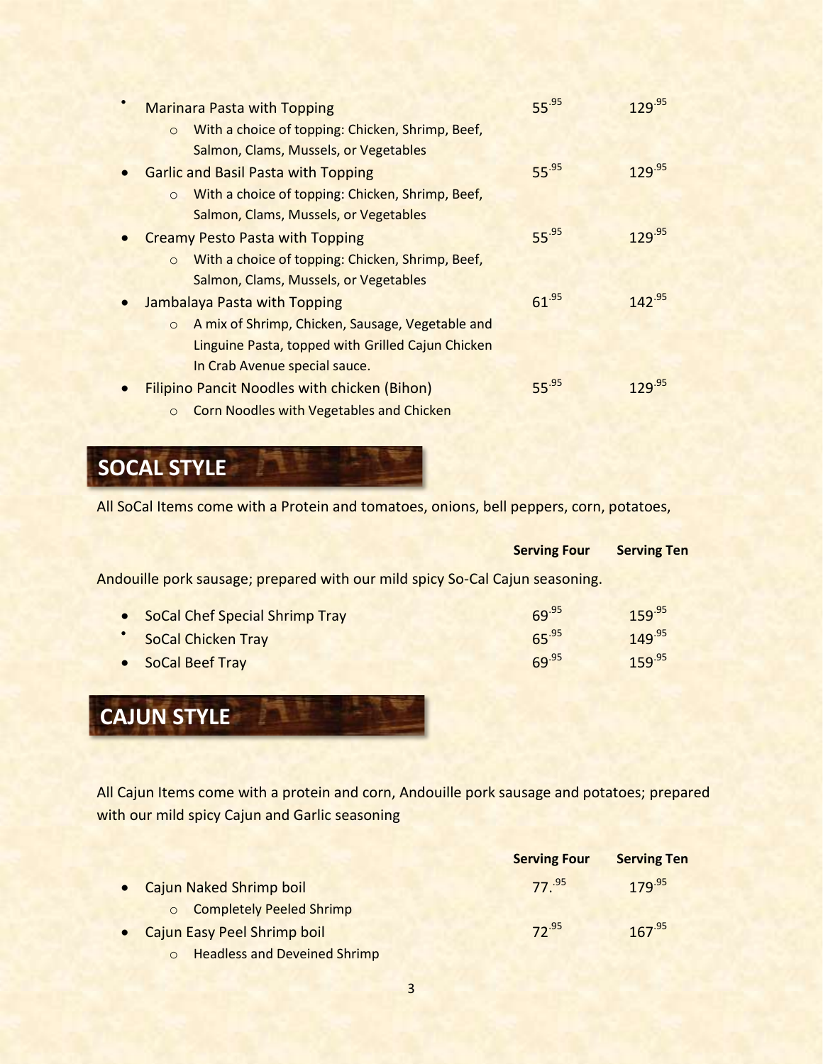- Marinara Pasta with Topping — 55.95 | 129.95
  - With a choice of topping: Chicken, Shrimp, Beef, Salmon, Clams, Mussels, or Vegetables
- Garlic and Basil Pasta with Topping — 55.95 | 129.95
  - With a choice of topping: Chicken, Shrimp, Beef, Salmon, Clams, Mussels, or Vegetables
- Creamy Pesto Pasta with Topping — 55.95 | 129.95
  - With a choice of topping: Chicken, Shrimp, Beef, Salmon, Clams, Mussels, or Vegetables
- Jambalaya Pasta with Topping — 61.95 | 142.95
  - A mix of Shrimp, Chicken, Sausage, Vegetable and Linguine Pasta, topped with Grilled Cajun Chicken In Crab Avenue special sauce.
- Filipino Pancit Noodles with chicken (Bihon) — 55.95 | 129.95
  - Corn Noodles with Vegetables and Chicken

## SOCAL STYLE

All SoCal Items come with a Protein and tomatoes, onions, bell peppers, corn, potatoes,

Andouille pork sausage; prepared with our mild spicy So-Cal Cajun seasoning.

| | Serving Four | Serving Ten |
|---|---|---|
| SoCal Chef Special Shrimp Tray | 69.95 | 159.95 |
| SoCal Chicken Tray | 65.95 | 149.95 |
| SoCal Beef Tray | 69.95 | 159.95 |

## CAJUN STYLE

All Cajun Items come with a protein and corn, Andouille pork sausage and potatoes; prepared with our mild spicy Cajun and Garlic seasoning

| | Serving Four | Serving Ten |
|---|---|---|
| Cajun Naked Shrimp boil<br>Completely Peeled Shrimp | 77..95 | 179.95 |
| Cajun Easy Peel Shrimp boil<br>Headless and Deveined Shrimp | 72.95 | 167.95 |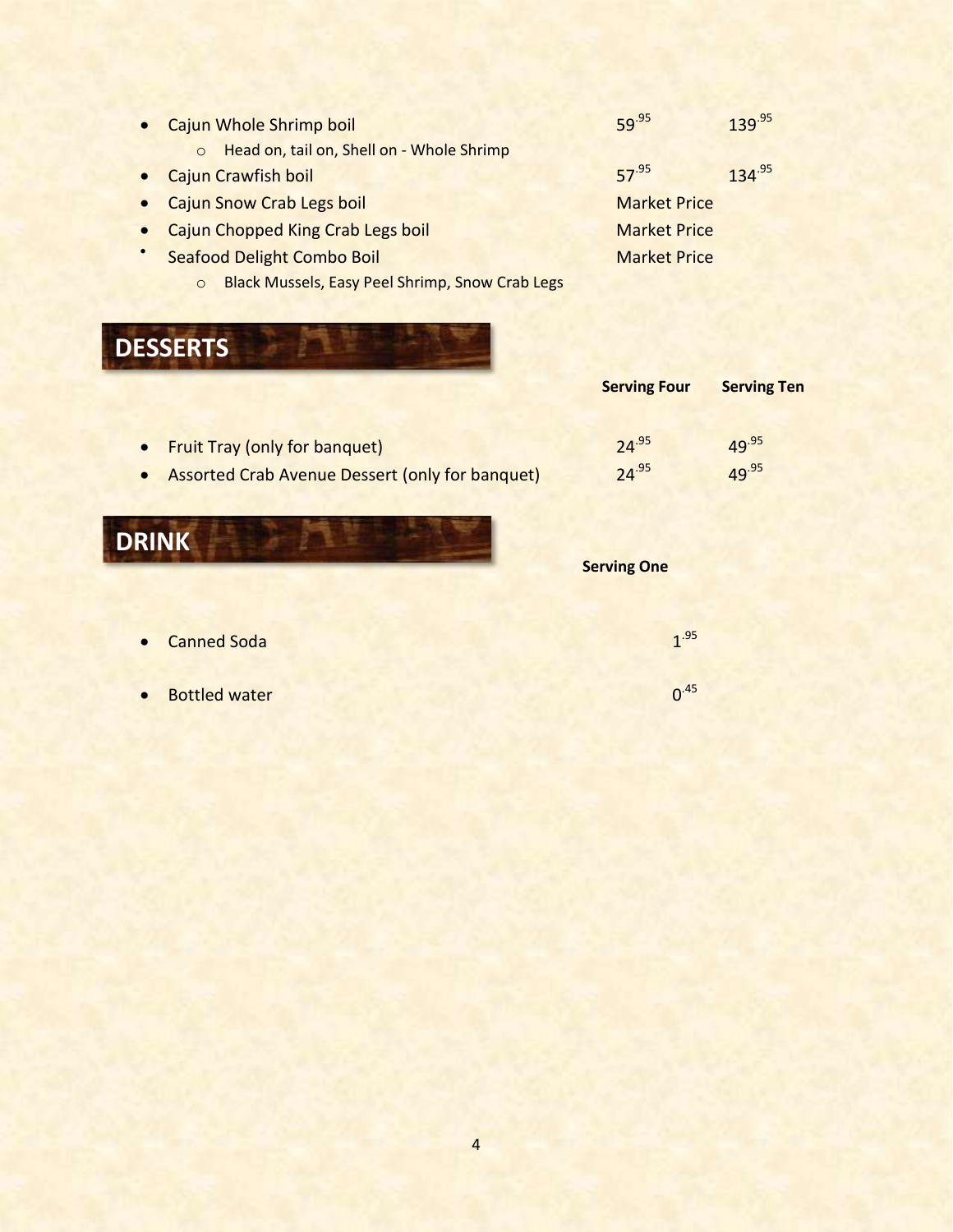- Cajun Whole Shrimp boil — 59.95 — 139.95
  - Head on, tail on, Shell on - Whole Shrimp
- Cajun Crawfish boil — 57.95 — 134.95
- Cajun Snow Crab Legs boil — Market Price
- Cajun Chopped King Crab Legs boil — Market Price
- Seafood Delight Combo Boil — Market Price
  - Black Mussels, Easy Peel Shrimp, Snow Crab Legs

## DESSERTS

| | Serving Four | Serving Ten |
|---|---|---|
| Fruit Tray (only for banquet) | 24.95 | 49.95 |
| Assorted Crab Avenue Dessert (only for banquet) | 24.95 | 49.95 |

## DRINK

| | Serving One |
|---|---|
| Canned Soda | 1.95 |
| Bottled water | 0.45 |